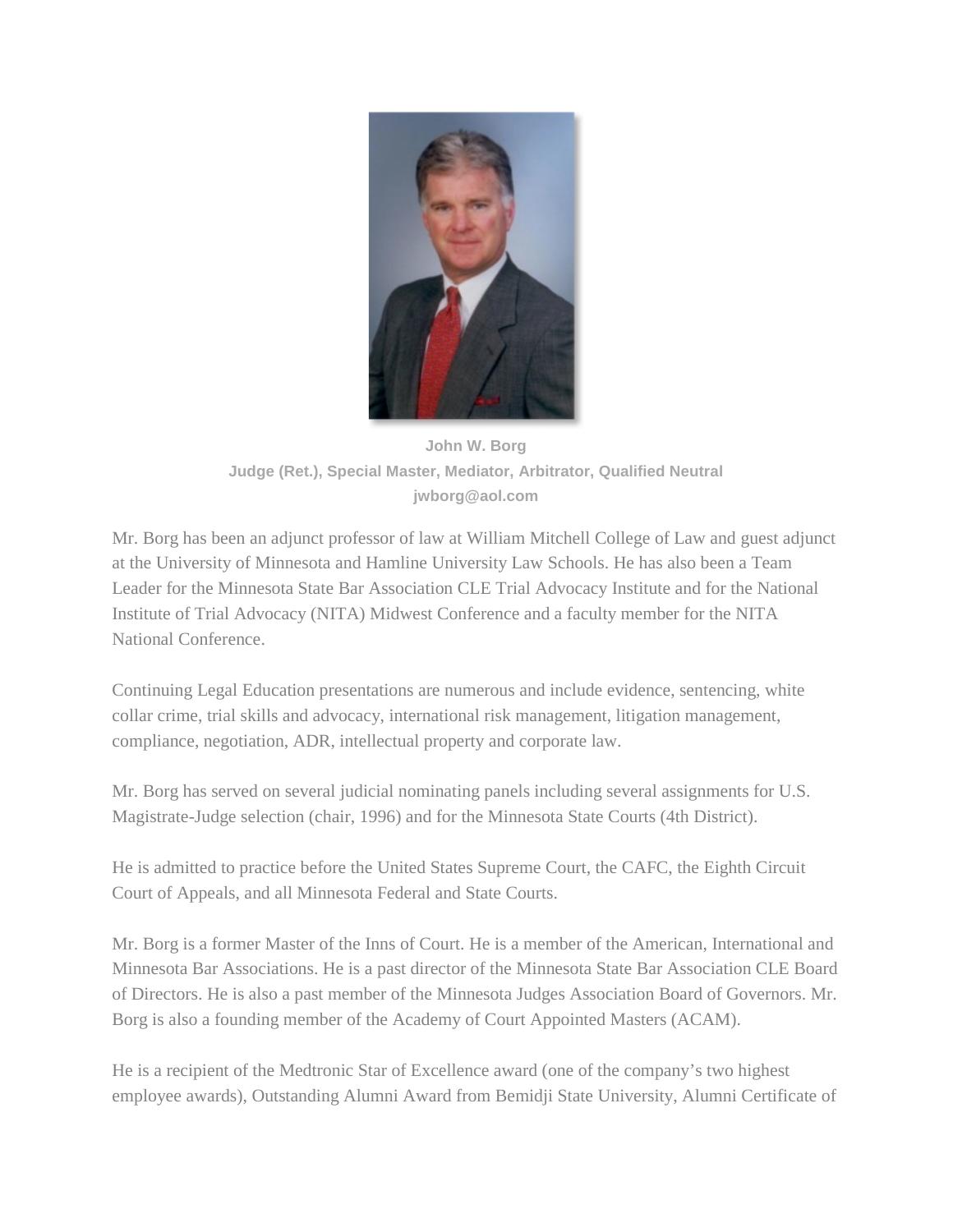**John W. Borg**
**Judge (Ret.), Special Master, Mediator, Arbitrator, Qualified Neutral**
**jwborg@aol.com**

Mr. Borg has been an adjunct professor of law at William Mitchell College of Law and guest adjunct at the University of Minnesota and Hamline University Law Schools. He has also been a Team Leader for the Minnesota State Bar Association CLE Trial Advocacy Institute and for the National Institute of Trial Advocacy (NITA) Midwest Conference and a faculty member for the NITA National Conference.

Continuing Legal Education presentations are numerous and include evidence, sentencing, white collar crime, trial skills and advocacy, international risk management, litigation management, compliance, negotiation, ADR, intellectual property and corporate law.

Mr. Borg has served on several judicial nominating panels including several assignments for U.S. Magistrate-Judge selection (chair, 1996) and for the Minnesota State Courts (4th District).

He is admitted to practice before the United States Supreme Court, the CAFC, the Eighth Circuit Court of Appeals, and all Minnesota Federal and State Courts.

Mr. Borg is a former Master of the Inns of Court. He is a member of the American, International and Minnesota Bar Associations. He is a past director of the Minnesota State Bar Association CLE Board of Directors. He is also a past member of the Minnesota Judges Association Board of Governors. Mr. Borg is also a founding member of the Academy of Court Appointed Masters (ACAM).

He is a recipient of the Medtronic Star of Excellence award (one of the company's two highest employee awards), Outstanding Alumni Award from Bemidji State University, Alumni Certificate of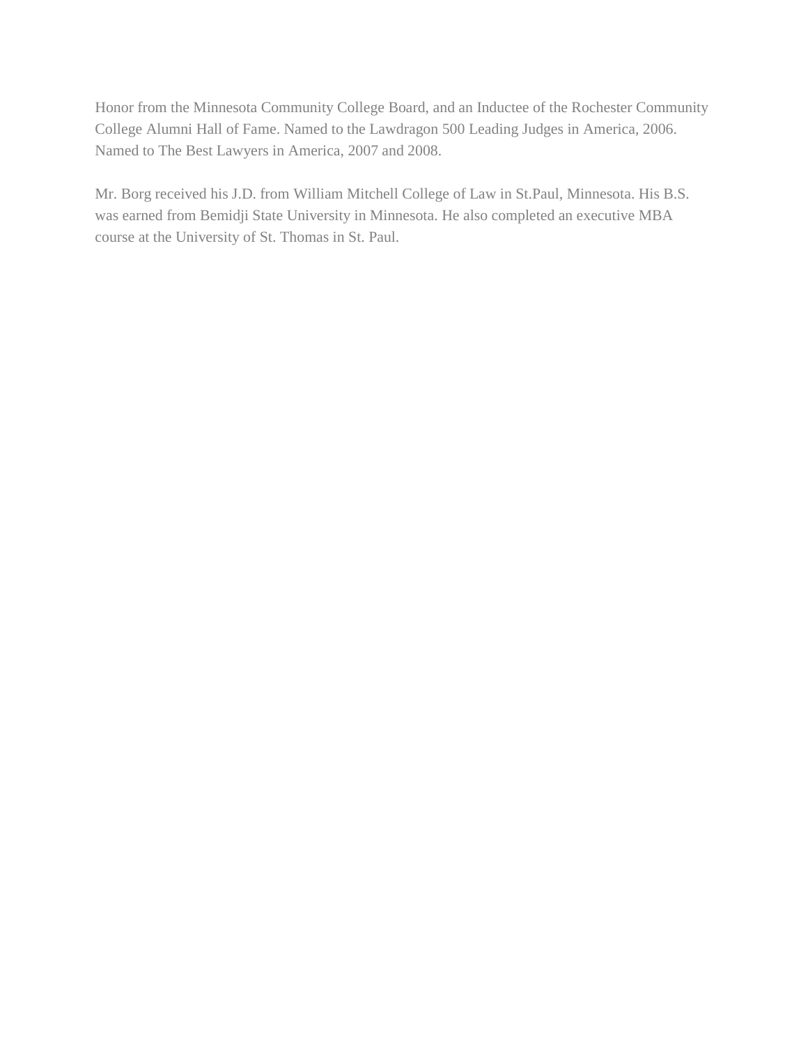Honor from the Minnesota Community College Board, and an Inductee of the Rochester Community College Alumni Hall of Fame. Named to the Lawdragon 500 Leading Judges in America, 2006. Named to The Best Lawyers in America, 2007 and 2008.

Mr. Borg received his J.D. from William Mitchell College of Law in St.Paul, Minnesota. His B.S. was earned from Bemidji State University in Minnesota. He also completed an executive MBA course at the University of St. Thomas in St. Paul.